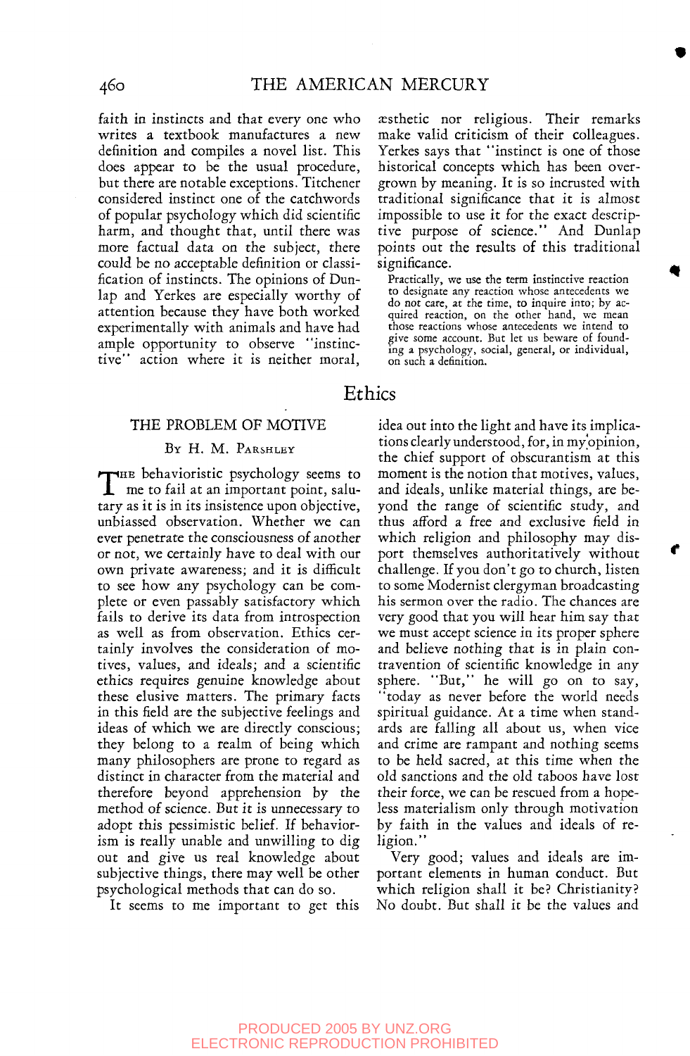faith in instincts and that every one who writes a textbook manufactures a new definition and compiles a novel list. This does appear to be the usual procedure, but there are notable exceptions. Titchener considered instinct one of the catchwords of popular psychology which did scientific harm, and thought that, until there was more factual data on the subject, there could be no acceptable definition or classification of instincts. The opinions of Dunlap and Yerkes are especially worthy of attention because they have both worked experimentally with animals and have had ample opportunity to observe "instinctive" action where it is neither moral, æsthetic nor religious. Their remarks make valid criticism of their colleagues. Yerkes says that "instinct is one of those historical concepts which has been overgrown by meaning. It is so incrusted with traditional significance that it is almost impossible to use it for the exact descriptive purpose of science." And Dunlap points out the results of this traditional significance.

> Practically, we use the term instinctive reaction to designate any reaction whose antecedents we do *not* care, at the time, to inquire into; by acquired reaction, on the other hand, we mean those reactions whose antecedents we intend to give some account. But let us beware of founding a psychology, social, general, or individual, on such a definition.

# Ethics

## THE PROBLEM OF MOTIVE

By H. M. Parshley

The behavioristic psychology seems to me to fail at an important point, salutary as it is in its insistence upon objective, unbiassed observation. Whether we can ever penetrate the consciousness of another or not, we certainly have to deal with our own private awareness; and it is difficult to see how any psychology can be complete or even passably satisfactory which fails to derive its data from introspection as well as from observation. Ethics certainly involves the consideration of motives, values, and ideals; and a scientific ethics requires genuine knowledge about these elusive matters. The primary facts in this field are the subjective feelings and ideas of which we are directly conscious; they belong to a realm of being which many philosophers are prone to regard as distinct in character from the material and therefore beyond apprehension by the method of science. But it is unnecessary to adopt this pessimistic belief. If behaviorism is really unable and unwilling to dig out and give us real knowledge about subjective things, there may well be other psychological methods that can do so.

It seems to me important to get this idea out into the light and have its implications clearly understood, for, in my opinion, the chief support of obscurantism at this moment is the notion that motives, values, and ideals, unlike material things, are beyond the range of scientific study, and thus afford a free and exclusive field in which religion and philosophy may disport themselves authoritatively without challenge. If you don't go to church, listen to some Modernist clergyman broadcasting his sermon over the radio. The chances are very good that you will hear him say that we must accept science in its proper sphere and believe nothing that is in plain contravention of scientific knowledge in any sphere. "But," he will go on to say, "today as never before the world needs spiritual guidance. At a time when standards are falling all about us, when vice and crime are rampant and nothing seems to be held sacred, at this time when the old sanctions and the old taboos have lost their force, we can be rescued from a hopeless materialism only through motivation by faith in the values and ideals of religion."

Very good; values and ideals are important elements in human conduct. But which religion shall it be? Christianity? No doubt. But shall it be the values and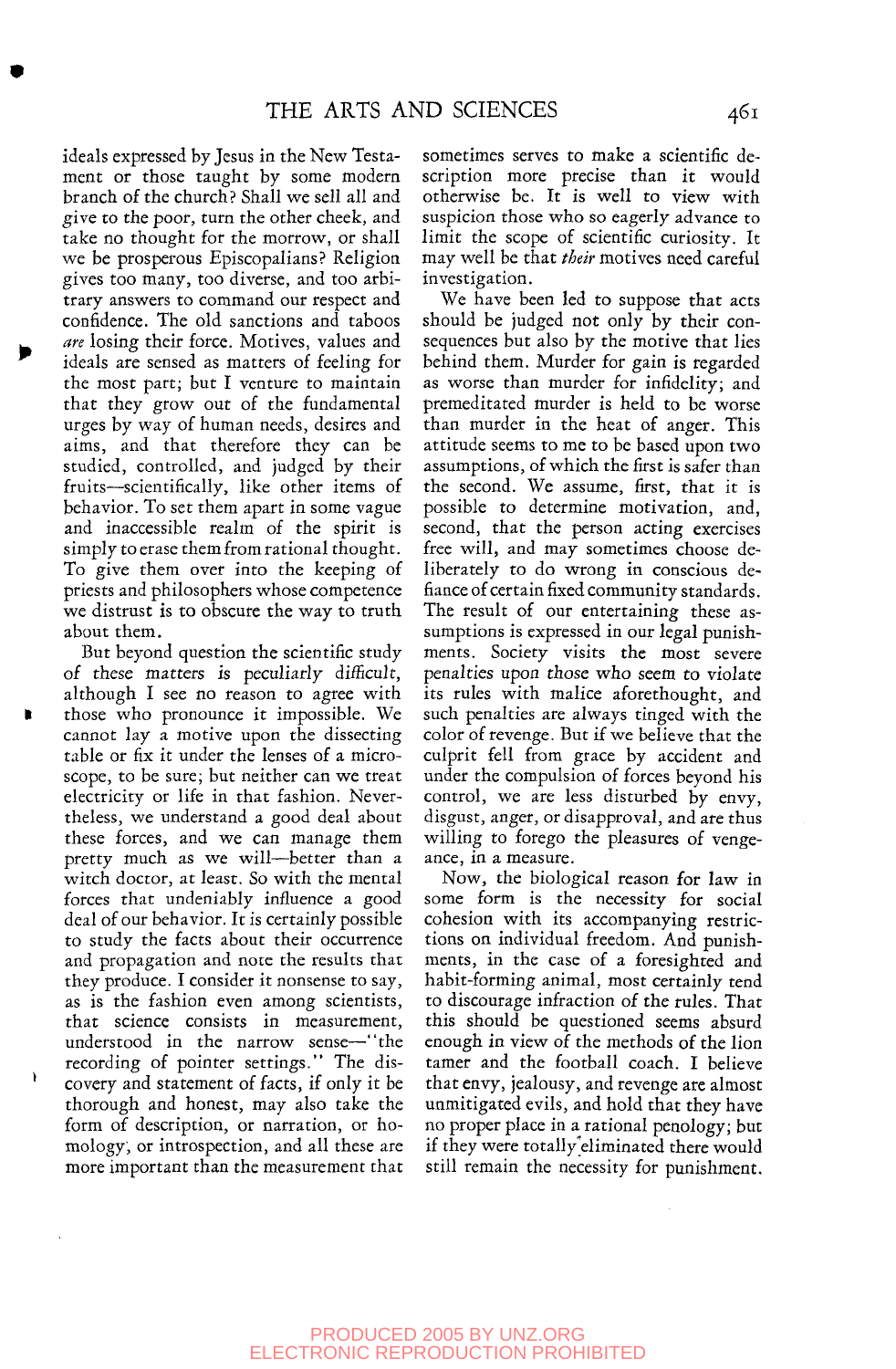ideals expressed by Jesus in the New Testament or those taught by some modern branch of the church? Shall we sell all and give to the poor, turn the other cheek, and take no thought for the morrow, or shall we be prosperous Episcopalians? Religion gives too many, too diverse, and too arbitrary answers to command our respect and confidence. The old sanctions and taboos *are* losing their force. Motives, values and ideals are sensed as matters of feeling for the most part; but I venture to maintain that they grow out of the fundamental urges by way of human needs, desires and aims, and that therefore they can be studied, controlled, and judged by their fruits—scientifically, like other items of behavior. To set them apart in some vague and inaccessible realm of the spirit is simply to erase them from rational thought. To give them over into the keeping of priests and philosophers whose competence we distrust is to obscure the way to truth about them.

But beyond question the scientific study of these matters is peculiarly difficult, although I see no reason to agree with those who pronounce it impossible. We cannot lay a motive upon the dissecting table or fix it under the lenses of a microscope, to be sure; but neither can we treat electricity or life in that fashion. Nevertheless, we understand a good deal about these forces, and we can manage them pretty much as we will—better than a witch doctor, at least. So with the mental forces that undeniably influence a good deal of our behavior. It is certainly possible to study the facts about their occurrence and propagation and note the results that they produce. I consider it nonsense to say, as is the fashion even among scientists, that science consists in measurement, understood in the narrow sense—"the recording of pointer settings." The discovery and statement of facts, if only it be thorough and honest, may also take the form of description, or narration, or homology, or introspection, and all these are more important than the measurement that sometimes serves to make a scientific description more precise than it would otherwise be. It is well to view with suspicion those who so eagerly advance to limit the scope of scientific curiosity. It may well be that *their* motives need careful investigation.

We have been led to suppose that acts should be judged not only by their consequences but also by the motive that lies behind them. Murder for gain is regarded as worse than murder for infidelity; and premeditated murder is held to be worse than murder in the heat of anger. This attitude seems to me to be based upon two assumptions, of which the first is safer than the second. We assume, first, that it is possible to determine motivation, and, second, that the person acting exercises free will, and may sometimes choose deliberately to do wrong in conscious defiance of certain fixed community standards. The result of our entertaining these assumptions is expressed in our legal punishments. Society visits the most severe penalties upon those who seem to violate its rules with malice aforethought, and such penalties are always tinged with the color of revenge. But if we believe that the culprit fell from grace by accident and under the compulsion of forces beyond his control, we are less disturbed by envy, disgust, anger, or disapproval, and are thus willing to forego the pleasures of vengeance, in a measure.

Now, the biological reason for law in some form is the necessity for social cohesion with its accompanying restrictions on individual freedom. And punishments, in the case of a foresighted and habit-forming animal, most certainly tend to discourage infraction of the rules. That this should be questioned seems absurd enough in view of the methods of the lion tamer and the football coach. I believe that envy, jealousy, and revenge are almost unmitigated evils, and hold that they have no proper place in a rational penology; but if they were totally eliminated there would still remain the necessity for punishment.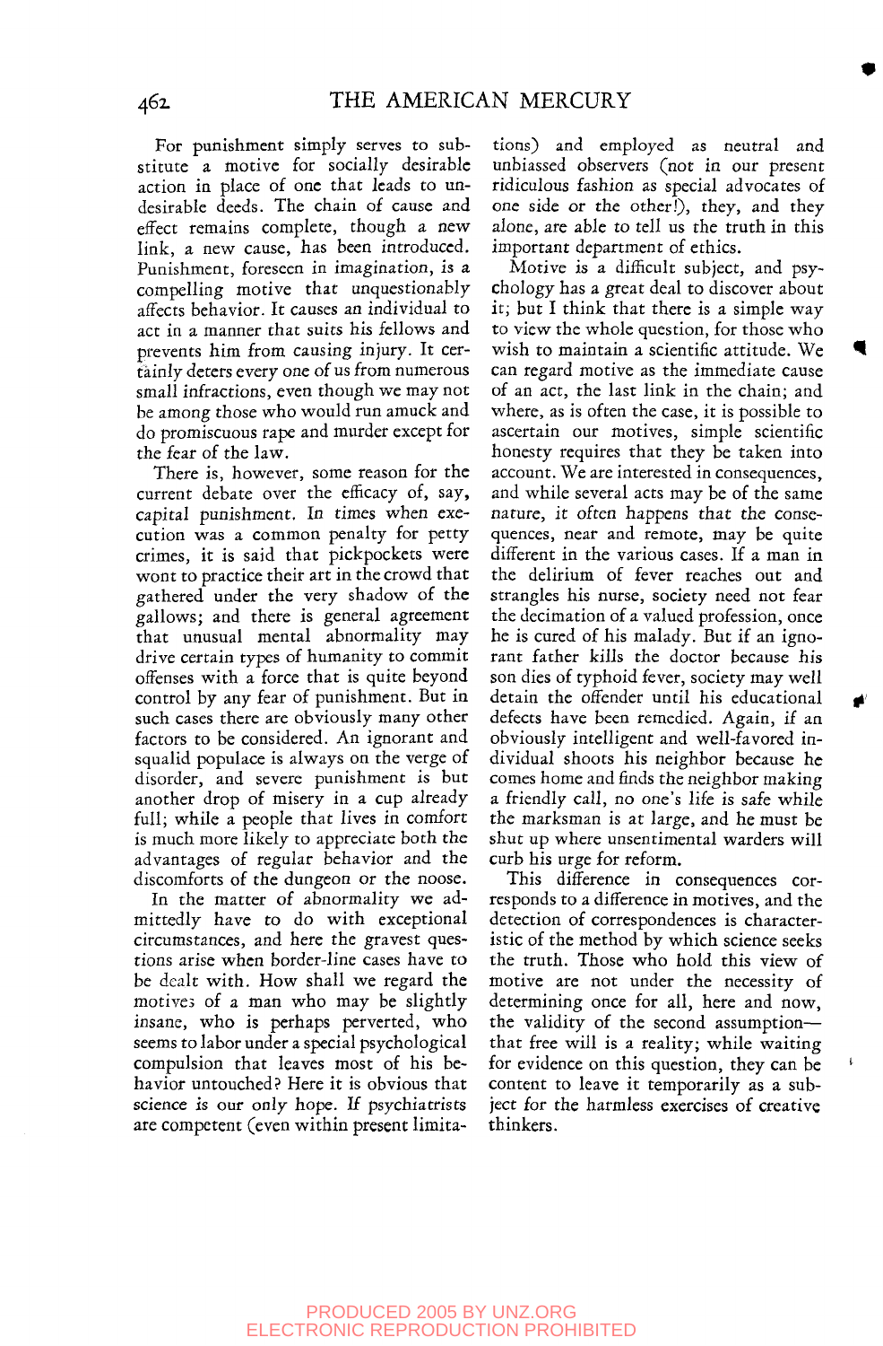For punishment simply serves to substitute a motive for socially desirable action in place of one that leads to undesirable deeds. The chain of cause and effect remains complete, though a new link, a new cause, has been introduced. Punishment, foreseen in imagination, is a compelling motive that unquestionably affects behavior. It causes an individual to act in a manner that suits his fellows and prevents him from causing injury. It certainly deters every one of us from numerous small infractions, even though we may not be among those who would run amuck and do promiscuous rape and murder except for the fear of the law.

There is, however, some reason for the current debate over the efficacy of, say, capital punishment. In times when execution was a common penalty for petty crimes, it is said that pickpockets were wont to practice their art in the crowd that gathered under the very shadow of the gallows; and there is general agreement that unusual mental abnormality may drive certain types of humanity to commit offenses with a force that is quite beyond control by any fear of punishment. But in such cases there are obviously many other factors to be considered. An ignorant and squalid populace is always on the verge of disorder, and severe punishment is but another drop of misery in a cup already full; while a people that lives in comfort is much more likely to appreciate both the advantages of regular behavior and the discomforts of the dungeon or the noose.

In the matter of abnormality we admittedly have to do with exceptional circumstances, and here the gravest questions arise when border-line cases have to be dealt with. How shall we regard the motives of a man who may be slightly insane, who is perhaps perverted, who seems to labor under a special psychological compulsion that leaves most of his behavior untouched? Here it is obvious that science is our only hope. If psychiatrists are competent (even within present limitations) and employed as neutral and unbiassed observers (not in our present ridiculous fashion as special advocates of one side or the other!), they, and they alone, are able to tell us the truth in this important department of ethics.

Motive is a difficult subject, and psychology has a great deal to discover about it; but I think that there is a simple way to view the whole question, for those who wish to maintain a scientific attitude. We can regard motive as the immediate cause of an act, the last link in the chain; and where, as is often the case, it is possible to ascertain our motives, simple scientific honesty requires that they be taken into account. We are interested in consequences, and while several acts may be of the same nature, it often happens that the consequences, near and remote, may be quite different in the various cases. If a man in the delirium of fever reaches out and strangles his nurse, society need not fear the decimation of a valued profession, once he is cured of his malady. But if an ignorant father kills the doctor because his son dies of typhoid fever, society may well detain the offender until his educational defects have been remedied. Again, if an obviously intelligent and well-favored individual shoots his neighbor because he comes home and finds the neighbor making a friendly call, no one's life is safe while the marksman is at large, and he must be shut up where unsentimental warders will curb his urge for reform.

This difference in consequences corresponds to a difference in motives, and the detection of correspondences is characteristic of the method by which science seeks the truth. Those who hold this view of motive are not under the necessity of determining once for all, here and now, the validity of the second assumption—that free will is a reality; while waiting for evidence on this question, they can be content to leave it temporarily as a subject for the harmless exercises of creative thinkers.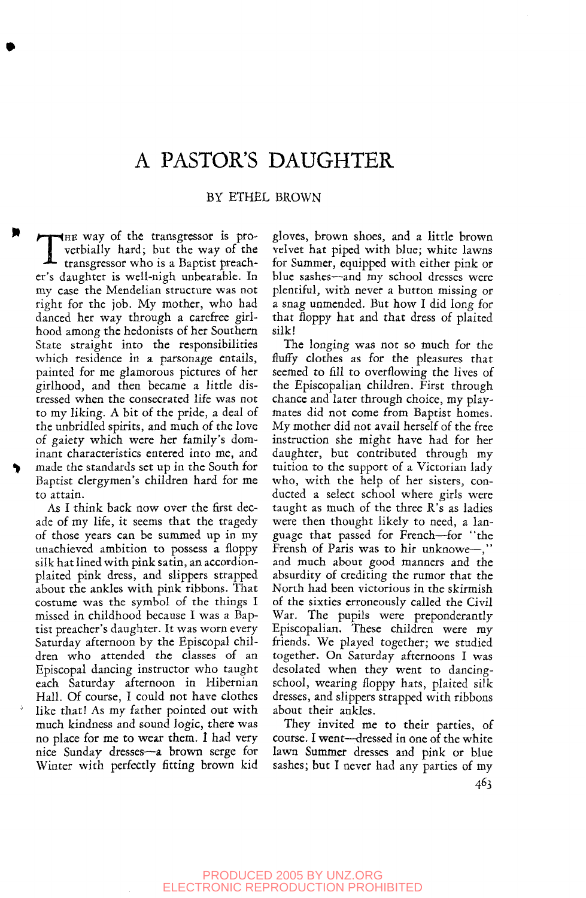# A PASTOR'S DAUGHTER

BY ETHEL BROWN

THE way of the transgressor is proverbially hard; but the way of the transgressor who is a Baptist preacher's daughter is well-nigh unbearable. In my case the Mendelian structure was not right for the job. My mother, who had danced her way through a carefree girlhood among the hedonists of her Southern State straight into the responsibilities which residence in a parsonage entails, painted for me glamorous pictures of her girlhood, and then became a little distressed when the consecrated life was not to my liking. A bit of the pride, a deal of the unbridled spirits, and much of the love of gaiety which were her family's dominant characteristics entered into me, and made the standards set up in the South for Baptist clergymen's children hard for me to attain.

As I think back now over the first decade of my life, it seems that the tragedy of those years can be summed up in my unachieved ambition to possess a floppy silk hat lined with pink satin, an accordion-plaited pink dress, and slippers strapped about the ankles with pink ribbons. That costume was the symbol of the things I missed in childhood because I was a Baptist preacher's daughter. It was worn every Saturday afternoon by the Episcopal children who attended the classes of an Episcopal dancing instructor who taught each Saturday afternoon in Hibernian Hall. Of course, I could not have clothes like that! As my father pointed out with much kindness and sound logic, there was no place for me to wear them. I had very nice Sunday dresses—a brown serge for Winter with perfectly fitting brown kid gloves, brown shoes, and a little brown velvet hat piped with blue; white lawns for Summer, equipped with either pink or blue sashes—and my school dresses were plentiful, with never a button missing or a snag unmended. But how I did long for that floppy hat and that dress of plaited silk!

The longing was not so much for the fluffy clothes as for the pleasures that seemed to fill to overflowing the lives of the Episcopalian children. First through chance and later through choice, my playmates did not come from Baptist homes. My mother did not avail herself of the free instruction she might have had for her daughter, but contributed through my tuition to the support of a Victorian lady who, with the help of her sisters, conducted a select school where girls were taught as much of the three R's as ladies were then thought likely to need, a language that passed for French—for "the Frensh of Paris was to hir unknowe—," and much about good manners and the absurdity of crediting the rumor that the North had been victorious in the skirmish of the sixties erroneously called the Civil War. The pupils were preponderantly Episcopalian. These children were my friends. We played together; we studied together. On Saturday afternoons I was desolated when they went to dancing-school, wearing floppy hats, plaited silk dresses, and slippers strapped with ribbons about their ankles.

They invited me to their parties, of course. I went—dressed in one of the white lawn Summer dresses and pink or blue sashes; but I never had any parties of my